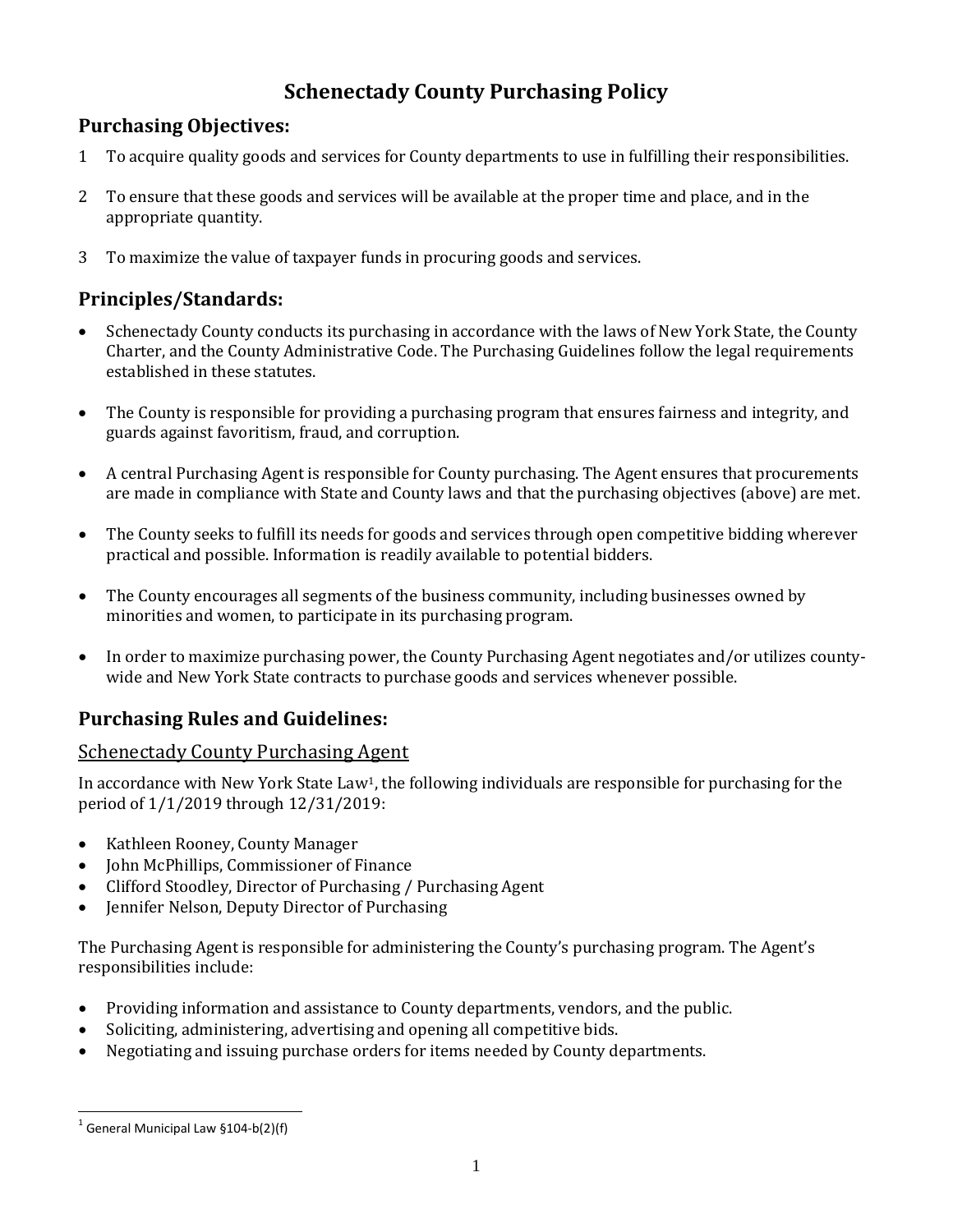# Schenectady County Purchasing Policy

## Purchasing Objectives:

1. To acquire quality goods and services for County departments to use in fulfilling their responsibilities.
2. To ensure that these goods and services will be available at the proper time and place, and in the appropriate quantity.
3. To maximize the value of taxpayer funds in procuring goods and services.

## Principles/Standards:

- Schenectady County conducts its purchasing in accordance with the laws of New York State, the County Charter, and the County Administrative Code. The Purchasing Guidelines follow the legal requirements established in these statutes.
- The County is responsible for providing a purchasing program that ensures fairness and integrity, and guards against favoritism, fraud, and corruption.
- A central Purchasing Agent is responsible for County purchasing. The Agent ensures that procurements are made in compliance with State and County laws and that the purchasing objectives (above) are met.
- The County seeks to fulfill its needs for goods and services through open competitive bidding wherever practical and possible. Information is readily available to potential bidders.
- The County encourages all segments of the business community, including businesses owned by minorities and women, to participate in its purchasing program.
- In order to maximize purchasing power, the County Purchasing Agent negotiates and/or utilizes county-wide and New York State contracts to purchase goods and services whenever possible.

## Purchasing Rules and Guidelines:

### Schenectady County Purchasing Agent

In accordance with New York State Law[1], the following individuals are responsible for purchasing for the period of 1/1/2019 through 12/31/2019:

- Kathleen Rooney, County Manager
- John McPhillips, Commissioner of Finance
- Clifford Stoodley, Director of Purchasing / Purchasing Agent
- Jennifer Nelson, Deputy Director of Purchasing

The Purchasing Agent is responsible for administering the County's purchasing program. The Agent's responsibilities include:

- Providing information and assistance to County departments, vendors, and the public.
- Soliciting, administering, advertising and opening all competitive bids.
- Negotiating and issuing purchase orders for items needed by County departments.

---

[1] General Municipal Law §104-b(2)(f)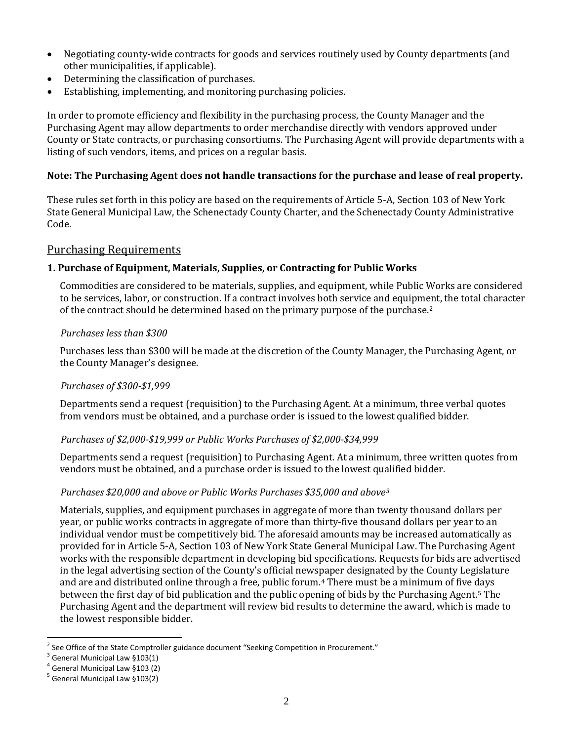- Negotiating county-wide contracts for goods and services routinely used by County departments (and other municipalities, if applicable).
- Determining the classification of purchases.
- Establishing, implementing, and monitoring purchasing policies.

In order to promote efficiency and flexibility in the purchasing process, the County Manager and the Purchasing Agent may allow departments to order merchandise directly with vendors approved under County or State contracts, or purchasing consortiums. The Purchasing Agent will provide departments with a listing of such vendors, items, and prices on a regular basis.

**Note: The Purchasing Agent does not handle transactions for the purchase and lease of real property.**

These rules set forth in this policy are based on the requirements of Article 5-A, Section 103 of New York State General Municipal Law, the Schenectady County Charter, and the Schenectady County Administrative Code.

## Purchasing Requirements

### 1. Purchase of Equipment, Materials, Supplies, or Contracting for Public Works

Commodities are considered to be materials, supplies, and equipment, while Public Works are considered to be services, labor, or construction. If a contract involves both service and equipment, the total character of the contract should be determined based on the primary purpose of the purchase.[2]

*Purchases less than $300*

Purchases less than $300 will be made at the discretion of the County Manager, the Purchasing Agent, or the County Manager's designee.

*Purchases of $300-$1,999*

Departments send a request (requisition) to the Purchasing Agent. At a minimum, three verbal quotes from vendors must be obtained, and a purchase order is issued to the lowest qualified bidder.

*Purchases of $2,000-$19,999 or Public Works Purchases of $2,000-$34,999*

Departments send a request (requisition) to Purchasing Agent. At a minimum, three written quotes from vendors must be obtained, and a purchase order is issued to the lowest qualified bidder.

*Purchases $20,000 and above or Public Works Purchases $35,000 and above[3]*

Materials, supplies, and equipment purchases in aggregate of more than twenty thousand dollars per year, or public works contracts in aggregate of more than thirty-five thousand dollars per year to an individual vendor must be competitively bid. The aforesaid amounts may be increased automatically as provided for in Article 5-A, Section 103 of New York State General Municipal Law. The Purchasing Agent works with the responsible department in developing bid specifications. Requests for bids are advertised in the legal advertising section of the County's official newspaper designated by the County Legislature and are and distributed online through a free, public forum.[4] There must be a minimum of five days between the first day of bid publication and the public opening of bids by the Purchasing Agent.[5] The Purchasing Agent and the department will review bid results to determine the award, which is made to the lowest responsible bidder.

---

[2] See Office of the State Comptroller guidance document "Seeking Competition in Procurement."

[3] General Municipal Law §103(1)

[4] General Municipal Law §103 (2)

[5] General Municipal Law §103(2)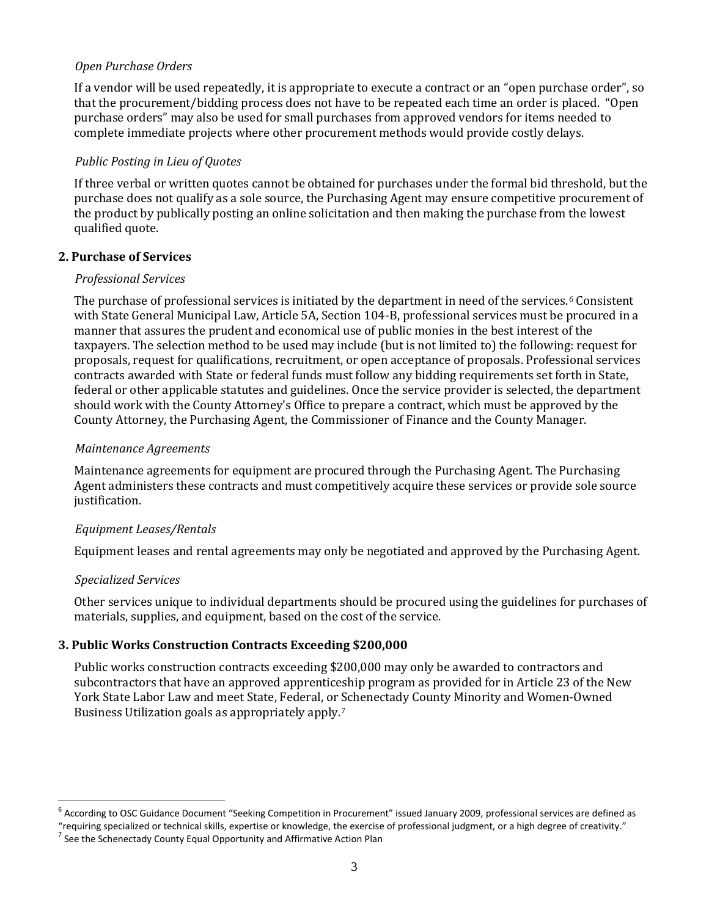*Open Purchase Orders*

If a vendor will be used repeatedly, it is appropriate to execute a contract or an "open purchase order", so that the procurement/bidding process does not have to be repeated each time an order is placed. "Open purchase orders" may also be used for small purchases from approved vendors for items needed to complete immediate projects where other procurement methods would provide costly delays.

*Public Posting in Lieu of Quotes*

If three verbal or written quotes cannot be obtained for purchases under the formal bid threshold, but the purchase does not qualify as a sole source, the Purchasing Agent may ensure competitive procurement of the product by publically posting an online solicitation and then making the purchase from the lowest qualified quote.

### 2. Purchase of Services

*Professional Services*

The purchase of professional services is initiated by the department in need of the services.[6] Consistent with State General Municipal Law, Article 5A, Section 104-B, professional services must be procured in a manner that assures the prudent and economical use of public monies in the best interest of the taxpayers. The selection method to be used may include (but is not limited to) the following: request for proposals, request for qualifications, recruitment, or open acceptance of proposals. Professional services contracts awarded with State or federal funds must follow any bidding requirements set forth in State, federal or other applicable statutes and guidelines. Once the service provider is selected, the department should work with the County Attorney's Office to prepare a contract, which must be approved by the County Attorney, the Purchasing Agent, the Commissioner of Finance and the County Manager.

*Maintenance Agreements*

Maintenance agreements for equipment are procured through the Purchasing Agent. The Purchasing Agent administers these contracts and must competitively acquire these services or provide sole source justification.

*Equipment Leases/Rentals*

Equipment leases and rental agreements may only be negotiated and approved by the Purchasing Agent.

*Specialized Services*

Other services unique to individual departments should be procured using the guidelines for purchases of materials, supplies, and equipment, based on the cost of the service.

### 3. Public Works Construction Contracts Exceeding $200,000

Public works construction contracts exceeding $200,000 may only be awarded to contractors and subcontractors that have an approved apprenticeship program as provided for in Article 23 of the New York State Labor Law and meet State, Federal, or Schenectady County Minority and Women-Owned Business Utilization goals as appropriately apply.[7]

---

[6] According to OSC Guidance Document "Seeking Competition in Procurement" issued January 2009, professional services are defined as "requiring specialized or technical skills, expertise or knowledge, the exercise of professional judgment, or a high degree of creativity."

[7] See the Schenectady County Equal Opportunity and Affirmative Action Plan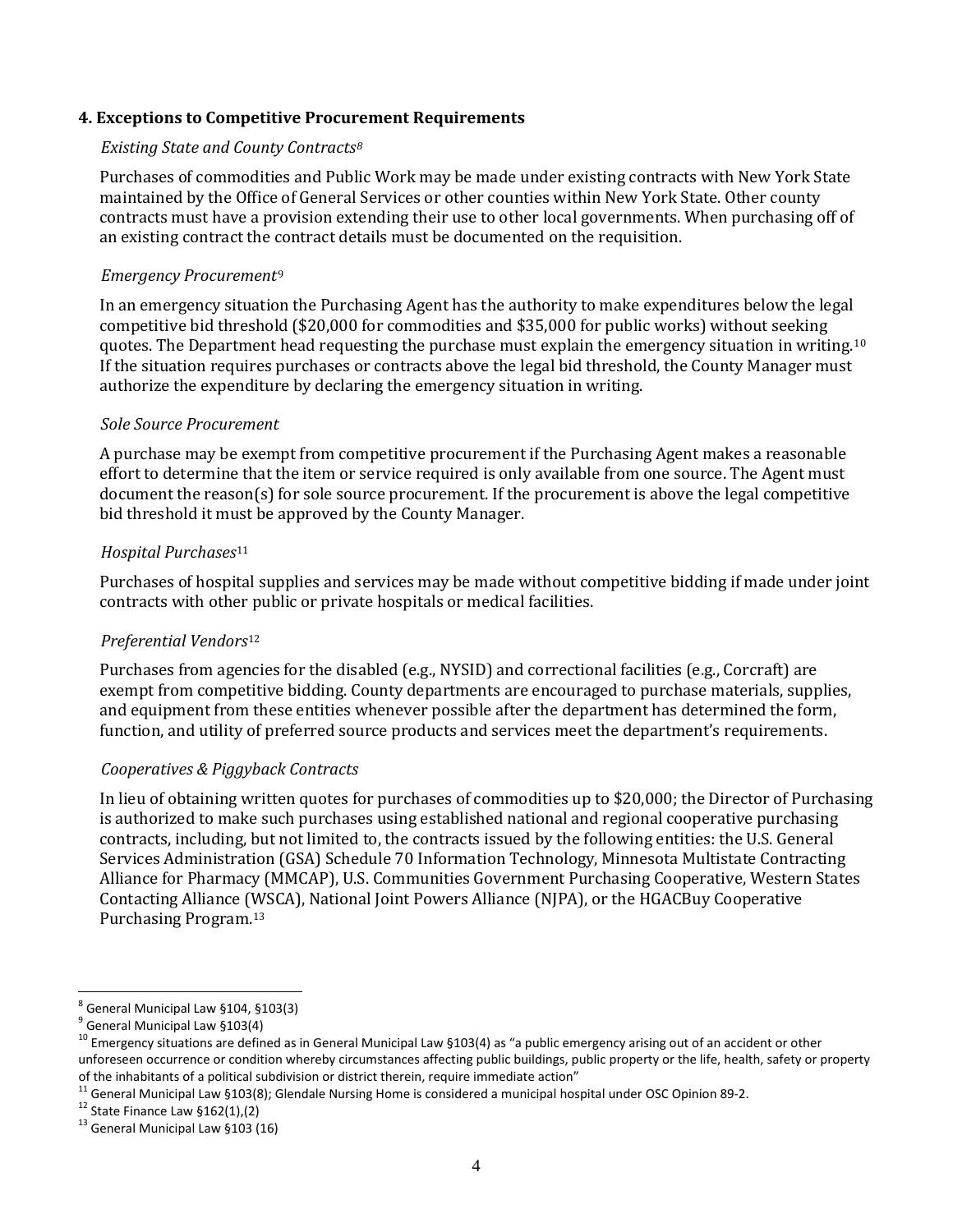**4. Exceptions to Competitive Procurement Requirements**

*Existing State and County Contracts*[8]

Purchases of commodities and Public Work may be made under existing contracts with New York State maintained by the Office of General Services or other counties within New York State. Other county contracts must have a provision extending their use to other local governments. When purchasing off of an existing contract the contract details must be documented on the requisition.

*Emergency Procurement*[9]

In an emergency situation the Purchasing Agent has the authority to make expenditures below the legal competitive bid threshold ($20,000 for commodities and $35,000 for public works) without seeking quotes. The Department head requesting the purchase must explain the emergency situation in writing.[10] If the situation requires purchases or contracts above the legal bid threshold, the County Manager must authorize the expenditure by declaring the emergency situation in writing.

*Sole Source Procurement*

A purchase may be exempt from competitive procurement if the Purchasing Agent makes a reasonable effort to determine that the item or service required is only available from one source. The Agent must document the reason(s) for sole source procurement. If the procurement is above the legal competitive bid threshold it must be approved by the County Manager.

*Hospital Purchases*[11]

Purchases of hospital supplies and services may be made without competitive bidding if made under joint contracts with other public or private hospitals or medical facilities.

*Preferential Vendors*[12]

Purchases from agencies for the disabled (e.g., NYSID) and correctional facilities (e.g., Corcraft) are exempt from competitive bidding. County departments are encouraged to purchase materials, supplies, and equipment from these entities whenever possible after the department has determined the form, function, and utility of preferred source products and services meet the department's requirements.

*Cooperatives & Piggyback Contracts*

In lieu of obtaining written quotes for purchases of commodities up to $20,000; the Director of Purchasing is authorized to make such purchases using established national and regional cooperative purchasing contracts, including, but not limited to, the contracts issued by the following entities: the U.S. General Services Administration (GSA) Schedule 70 Information Technology, Minnesota Multistate Contracting Alliance for Pharmacy (MMCAP), U.S. Communities Government Purchasing Cooperative, Western States Contacting Alliance (WSCA), National Joint Powers Alliance (NJPA), or the HGACBuy Cooperative Purchasing Program.[13]

---

[8] General Municipal Law §104, §103(3)

[9] General Municipal Law §103(4)

[10] Emergency situations are defined as in General Municipal Law §103(4) as "a public emergency arising out of an accident or other unforeseen occurrence or condition whereby circumstances affecting public buildings, public property or the life, health, safety or property of the inhabitants of a political subdivision or district therein, require immediate action"

[11] General Municipal Law §103(8); Glendale Nursing Home is considered a municipal hospital under OSC Opinion 89-2.

[12] State Finance Law §162(1),(2)

[13] General Municipal Law §103 (16)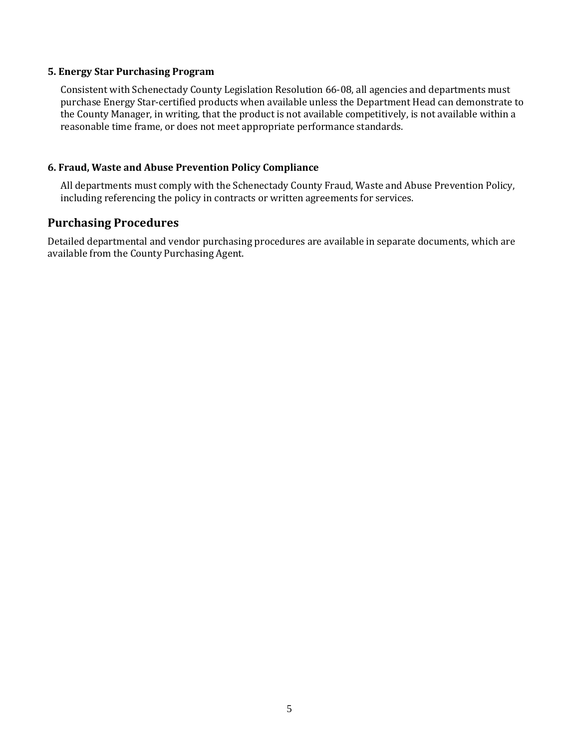#### 5. Energy Star Purchasing Program

Consistent with Schenectady County Legislation Resolution 66-08, all agencies and departments must purchase Energy Star-certified products when available unless the Department Head can demonstrate to the County Manager, in writing, that the product is not available competitively, is not available within a reasonable time frame, or does not meet appropriate performance standards.

#### 6. Fraud, Waste and Abuse Prevention Policy Compliance

All departments must comply with the Schenectady County Fraud, Waste and Abuse Prevention Policy, including referencing the policy in contracts or written agreements for services.

## Purchasing Procedures

Detailed departmental and vendor purchasing procedures are available in separate documents, which are available from the County Purchasing Agent.